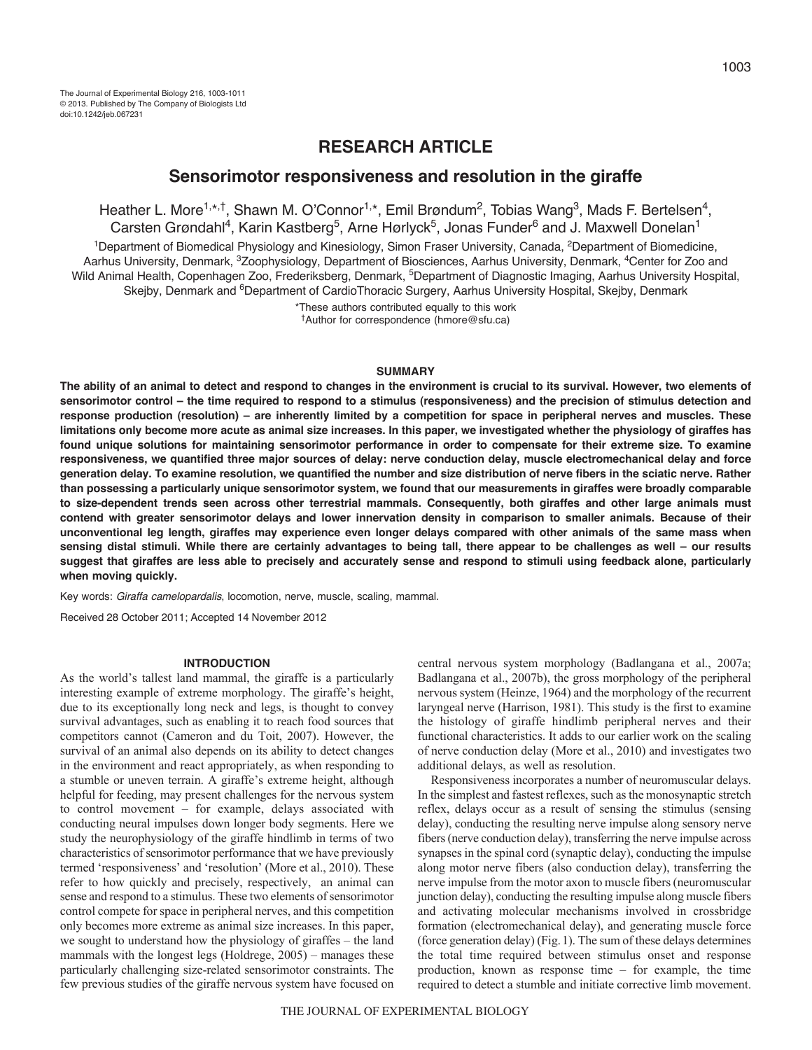The Journal of Experimental Biology 216, 1003-1011
© 2013. Published by The Company of Biologists Ltd
doi:10.1242/jeb.067231

RESEARCH ARTICLE

# Sensorimotor responsiveness and resolution in the giraffe

Heather L. More[1,*,†], Shawn M. O'Connor[1,*], Emil Brøndum[2], Tobias Wang[3], Mads F. Bertelsen[4], Carsten Grøndahl[4], Karin Kastberg[5], Arne Hørlyck[5], Jonas Funder[6] and J. Maxwell Donelan[1]

[1]Department of Biomedical Physiology and Kinesiology, Simon Fraser University, Canada, [2]Department of Biomedicine, Aarhus University, Denmark, [3]Zoophysiology, Department of Biosciences, Aarhus University, Denmark, [4]Center for Zoo and Wild Animal Health, Copenhagen Zoo, Frederiksberg, Denmark, [5]Department of Diagnostic Imaging, Aarhus University Hospital, Skejby, Denmark and [6]Department of CardioThoracic Surgery, Aarhus University Hospital, Skejby, Denmark

*These authors contributed equally to this work
†Author for correspondence (hmore@sfu.ca)

## SUMMARY

**The ability of an animal to detect and respond to changes in the environment is crucial to its survival. However, two elements of sensorimotor control – the time required to respond to a stimulus (responsiveness) and the precision of stimulus detection and response production (resolution) – are inherently limited by a competition for space in peripheral nerves and muscles. These limitations only become more acute as animal size increases. In this paper, we investigated whether the physiology of giraffes has found unique solutions for maintaining sensorimotor performance in order to compensate for their extreme size. To examine responsiveness, we quantified three major sources of delay: nerve conduction delay, muscle electromechanical delay and force generation delay. To examine resolution, we quantified the number and size distribution of nerve fibers in the sciatic nerve. Rather than possessing a particularly unique sensorimotor system, we found that our measurements in giraffes were broadly comparable to size-dependent trends seen across other terrestrial mammals. Consequently, both giraffes and other large animals must contend with greater sensorimotor delays and lower innervation density in comparison to smaller animals. Because of their unconventional leg length, giraffes may experience even longer delays compared with other animals of the same mass when sensing distal stimuli. While there are certainly advantages to being tall, there appear to be challenges as well – our results suggest that giraffes are less able to precisely and accurately sense and respond to stimuli using feedback alone, particularly when moving quickly.**

Key words: *Giraffa camelopardalis*, locomotion, nerve, muscle, scaling, mammal.

Received 28 October 2011; Accepted 14 November 2012

## INTRODUCTION

As the world's tallest land mammal, the giraffe is a particularly interesting example of extreme morphology. The giraffe's height, due to its exceptionally long neck and legs, is thought to convey survival advantages, such as enabling it to reach food sources that competitors cannot (Cameron and du Toit, 2007). However, the survival of an animal also depends on its ability to detect changes in the environment and react appropriately, as when responding to a stumble or uneven terrain. A giraffe's extreme height, although helpful for feeding, may present challenges for the nervous system to control movement – for example, delays associated with conducting neural impulses down longer body segments. Here we study the neurophysiology of the giraffe hindlimb in terms of two characteristics of sensorimotor performance that we have previously termed 'responsiveness' and 'resolution' (More et al., 2010). These refer to how quickly and precisely, respectively, an animal can sense and respond to a stimulus. These two elements of sensorimotor control compete for space in peripheral nerves, and this competition only becomes more extreme as animal size increases. In this paper, we sought to understand how the physiology of giraffes – the land mammals with the longest legs (Holdrege, 2005) – manages these particularly challenging size-related sensorimotor constraints. The few previous studies of the giraffe nervous system have focused on central nervous system morphology (Badlangana et al., 2007a; Badlangana et al., 2007b), the gross morphology of the peripheral nervous system (Heinze, 1964) and the morphology of the recurrent laryngeal nerve (Harrison, 1981). This study is the first to examine the histology of giraffe hindlimb peripheral nerves and their functional characteristics. It adds to our earlier work on the scaling of nerve conduction delay (More et al., 2010) and investigates two additional delays, as well as resolution.

Responsiveness incorporates a number of neuromuscular delays. In the simplest and fastest reflexes, such as the monosynaptic stretch reflex, delays occur as a result of sensing the stimulus (sensing delay), conducting the resulting nerve impulse along sensory nerve fibers (nerve conduction delay), transferring the nerve impulse across synapses in the spinal cord (synaptic delay), conducting the impulse along motor nerve fibers (also conduction delay), transferring the nerve impulse from the motor axon to muscle fibers (neuromuscular junction delay), conducting the resulting impulse along muscle fibers and activating molecular mechanisms involved in crossbridge formation (electromechanical delay), and generating muscle force (force generation delay) (Fig. 1). The sum of these delays determines the total time required between stimulus onset and response production, known as response time – for example, the time required to detect a stumble and initiate corrective limb movement.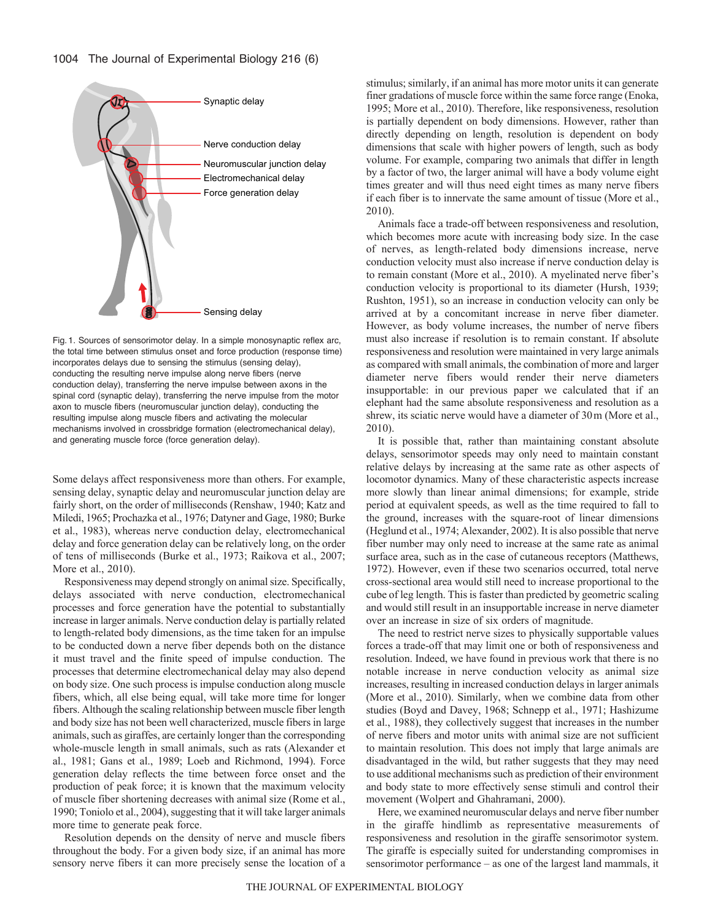Synaptic delay

Nerve conduction delay

Neuromuscular junction delay

Electromechanical delay

Force generation delay

Sensing delay

Fig. 1. Sources of sensorimotor delay. In a simple monosynaptic reflex arc, the total time between stimulus onset and force production (response time) incorporates delays due to sensing the stimulus (sensing delay), conducting the resulting nerve impulse along nerve fibers (nerve conduction delay), transferring the nerve impulse between axons in the spinal cord (synaptic delay), transferring the nerve impulse from the motor axon to muscle fibers (neuromuscular junction delay), conducting the resulting impulse along muscle fibers and activating the molecular mechanisms involved in crossbridge formation (electromechanical delay), and generating muscle force (force generation delay).

Some delays affect responsiveness more than others. For example, sensing delay, synaptic delay and neuromuscular junction delay are fairly short, on the order of milliseconds (Renshaw, 1940; Katz and Miledi, 1965; Prochazka et al., 1976; Datyner and Gage, 1980; Burke et al., 1983), whereas nerve conduction delay, electromechanical delay and force generation delay can be relatively long, on the order of tens of milliseconds (Burke et al., 1973; Raikova et al., 2007; More et al., 2010).

Responsiveness may depend strongly on animal size. Specifically, delays associated with nerve conduction, electromechanical processes and force generation have the potential to substantially increase in larger animals. Nerve conduction delay is partially related to length-related body dimensions, as the time taken for an impulse to be conducted down a nerve fiber depends both on the distance it must travel and the finite speed of impulse conduction. The processes that determine electromechanical delay may also depend on body size. One such process is impulse conduction along muscle fibers, which, all else being equal, will take more time for longer fibers. Although the scaling relationship between muscle fiber length and body size has not been well characterized, muscle fibers in large animals, such as giraffes, are certainly longer than the corresponding whole-muscle length in small animals, such as rats (Alexander et al., 1981; Gans et al., 1989; Loeb and Richmond, 1994). Force generation delay reflects the time between force onset and the production of peak force; it is known that the maximum velocity of muscle fiber shortening decreases with animal size (Rome et al., 1990; Toniolo et al., 2004), suggesting that it will take larger animals more time to generate peak force.

Resolution depends on the density of nerve and muscle fibers throughout the body. For a given body size, if an animal has more sensory nerve fibers it can more precisely sense the location of a stimulus; similarly, if an animal has more motor units it can generate finer gradations of muscle force within the same force range (Enoka, 1995; More et al., 2010). Therefore, like responsiveness, resolution is partially dependent on body dimensions. However, rather than directly depending on length, resolution is dependent on body dimensions that scale with higher powers of length, such as body volume. For example, comparing two animals that differ in length by a factor of two, the larger animal will have a body volume eight times greater and will thus need eight times as many nerve fibers if each fiber is to innervate the same amount of tissue (More et al., 2010).

Animals face a trade-off between responsiveness and resolution, which becomes more acute with increasing body size. In the case of nerves, as length-related body dimensions increase, nerve conduction velocity must also increase if nerve conduction delay is to remain constant (More et al., 2010). A myelinated nerve fiber's conduction velocity is proportional to its diameter (Hursh, 1939; Rushton, 1951), so an increase in conduction velocity can only be arrived at by a concomitant increase in nerve fiber diameter. However, as body volume increases, the number of nerve fibers must also increase if resolution is to remain constant. If absolute responsiveness and resolution were maintained in very large animals as compared with small animals, the combination of more and larger diameter nerve fibers would render their nerve diameters insupportable: in our previous paper we calculated that if an elephant had the same absolute responsiveness and resolution as a shrew, its sciatic nerve would have a diameter of 30 m (More et al., 2010).

It is possible that, rather than maintaining constant absolute delays, sensorimotor speeds may only need to maintain constant relative delays by increasing at the same rate as other aspects of locomotor dynamics. Many of these characteristic aspects increase more slowly than linear animal dimensions; for example, stride period at equivalent speeds, as well as the time required to fall to the ground, increases with the square-root of linear dimensions (Heglund et al., 1974; Alexander, 2002). It is also possible that nerve fiber number may only need to increase at the same rate as animal surface area, such as in the case of cutaneous receptors (Matthews, 1972). However, even if these two scenarios occurred, total nerve cross-sectional area would still need to increase proportional to the cube of leg length. This is faster than predicted by geometric scaling and would still result in an insupportable increase in nerve diameter over an increase in size of six orders of magnitude.

The need to restrict nerve sizes to physically supportable values forces a trade-off that may limit one or both of responsiveness and resolution. Indeed, we have found in previous work that there is no notable increase in nerve conduction velocity as animal size increases, resulting in increased conduction delays in larger animals (More et al., 2010). Similarly, when we combine data from other studies (Boyd and Davey, 1968; Schnepp et al., 1971; Hashizume et al., 1988), they collectively suggest that increases in the number of nerve fibers and motor units with animal size are not sufficient to maintain resolution. This does not imply that large animals are disadvantaged in the wild, but rather suggests that they may need to use additional mechanisms such as prediction of their environment and body state to more effectively sense stimuli and control their movement (Wolpert and Ghahramani, 2000).

Here, we examined neuromuscular delays and nerve fiber number in the giraffe hindlimb as representative measurements of responsiveness and resolution in the giraffe sensorimotor system. The giraffe is especially suited for understanding compromises in sensorimotor performance – as one of the largest land mammals, it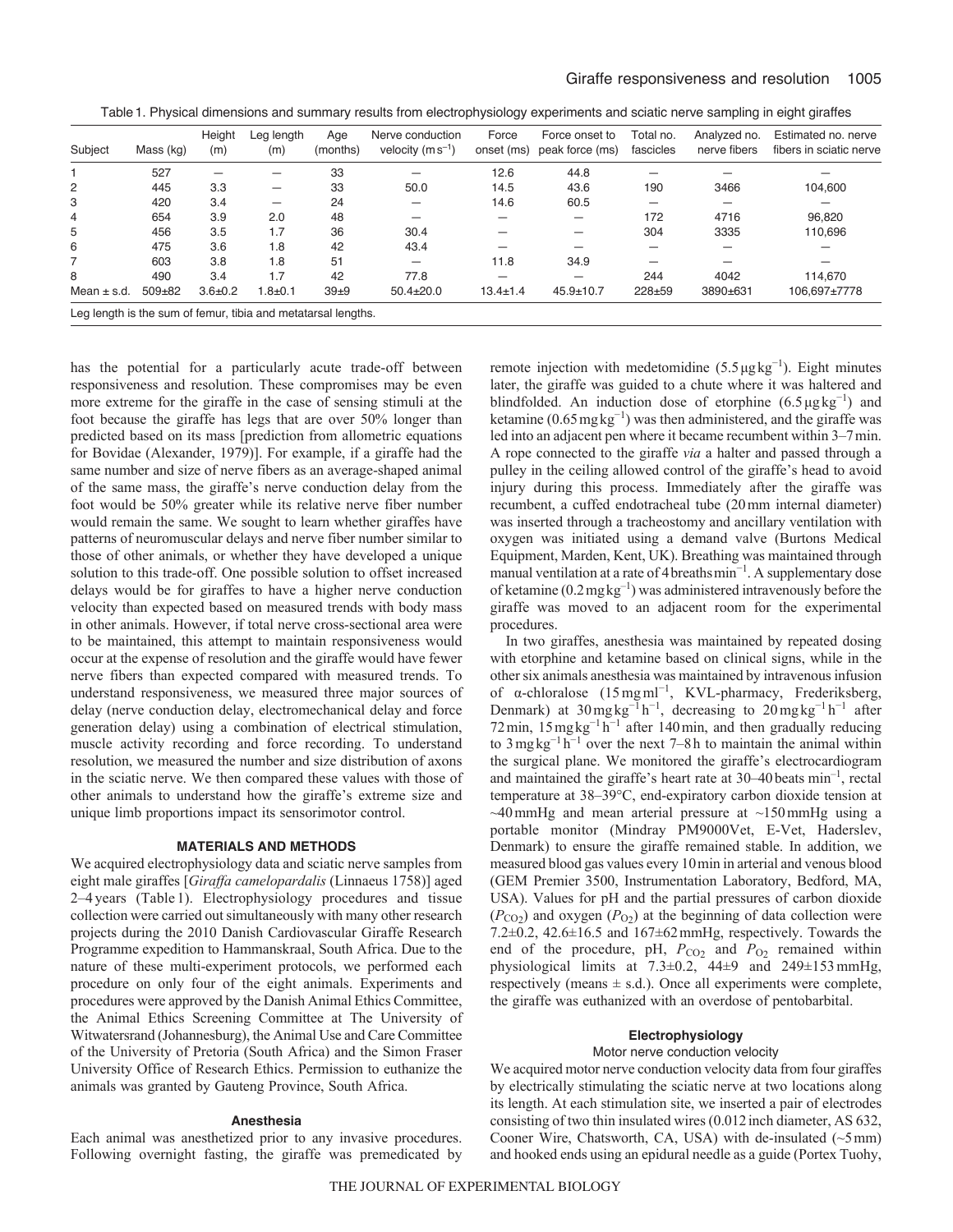Table 1. Physical dimensions and summary results from electrophysiology experiments and sciatic nerve sampling in eight giraffes

| Subject | Mass (kg) | Height (m) | Leg length (m) | Age (months) | Nerve conduction velocity (m s$^{-1}$) | Force onset (ms) | Force onset to peak force (ms) | Total no. fascicles | Analyzed no. nerve fibers | Estimated no. nerve fibers in sciatic nerve |
|---|---|---|---|---|---|---|---|---|---|---|
| 1 | 527 | — | — | 33 | — | 12.6 | 44.8 | — | — | — |
| 2 | 445 | 3.3 | — | 33 | 50.0 | 14.5 | 43.6 | 190 | 3466 | 104,600 |
| 3 | 420 | 3.4 | — | 24 | — | 14.6 | 60.5 | — | — | — |
| 4 | 654 | 3.9 | 2.0 | 48 | — | — | — | 172 | 4716 | 96,820 |
| 5 | 456 | 3.5 | 1.7 | 36 | 30.4 | — | — | 304 | 3335 | 110,696 |
| 6 | 475 | 3.6 | 1.8 | 42 | 43.4 | — | — | — | — | — |
| 7 | 603 | 3.8 | 1.8 | 51 | — | 11.8 | 34.9 | — | — | — |
| 8 | 490 | 3.4 | 1.7 | 42 | 77.8 | — | — | 244 | 4042 | 114,670 |
| Mean ± s.d. | 509±82 | 3.6±0.2 | 1.8±0.1 | 39±9 | 50.4±20.0 | 13.4±1.4 | 45.9±10.7 | 228±59 | 3890±631 | 106,697±7778 |

Leg length is the sum of femur, tibia and metatarsal lengths.

has the potential for a particularly acute trade-off between responsiveness and resolution. These compromises may be even more extreme for the giraffe in the case of sensing stimuli at the foot because the giraffe has legs that are over 50% longer than predicted based on its mass [prediction from allometric equations for Bovidae (Alexander, 1979)]. For example, if a giraffe had the same number and size of nerve fibers as an average-shaped animal of the same mass, the giraffe's nerve conduction delay from the foot would be 50% greater while its relative nerve fiber number would remain the same. We sought to learn whether giraffes have patterns of neuromuscular delays and nerve fiber number similar to those of other animals, or whether they have developed a unique solution to this trade-off. One possible solution to offset increased delays would be for giraffes to have a higher nerve conduction velocity than expected based on measured trends with body mass in other animals. However, if total nerve cross-sectional area were to be maintained, this attempt to maintain responsiveness would occur at the expense of resolution and the giraffe would have fewer nerve fibers than expected compared with measured trends. To understand responsiveness, we measured three major sources of delay (nerve conduction delay, electromechanical delay and force generation delay) using a combination of electrical stimulation, muscle activity recording and force recording. To understand resolution, we measured the number and size distribution of axons in the sciatic nerve. We then compared these values with those of other animals to understand how the giraffe's extreme size and unique limb proportions impact its sensorimotor control.

## MATERIALS AND METHODS

We acquired electrophysiology data and sciatic nerve samples from eight male giraffes [*Giraffa camelopardalis* (Linnaeus 1758)] aged 2–4 years (Table 1). Electrophysiology procedures and tissue collection were carried out simultaneously with many other research projects during the 2010 Danish Cardiovascular Giraffe Research Programme expedition to Hammanskraal, South Africa. Due to the nature of these multi-experiment protocols, we performed each procedure on only four of the eight animals. Experiments and procedures were approved by the Danish Animal Ethics Committee, the Animal Ethics Screening Committee at The University of Witwatersrand (Johannesburg), the Animal Use and Care Committee of the University of Pretoria (South Africa) and the Simon Fraser University Office of Research Ethics. Permission to euthanize the animals was granted by Gauteng Province, South Africa.

### Anesthesia

Each animal was anesthetized prior to any invasive procedures. Following overnight fasting, the giraffe was premedicated by remote injection with medetomidine (5.5 μg kg$^{-1}$). Eight minutes later, the giraffe was guided to a chute where it was haltered and blindfolded. An induction dose of etorphine (6.5 μg kg$^{-1}$) and ketamine (0.65 mg kg$^{-1}$) was then administered, and the giraffe was led into an adjacent pen where it became recumbent within 3–7 min. A rope connected to the giraffe *via* a halter and passed through a pulley in the ceiling allowed control of the giraffe's head to avoid injury during this process. Immediately after the giraffe was recumbent, a cuffed endotracheal tube (20 mm internal diameter) was inserted through a tracheostomy and ancillary ventilation with oxygen was initiated using a demand valve (Burtons Medical Equipment, Marden, Kent, UK). Breathing was maintained through manual ventilation at a rate of 4 breaths min$^{-1}$. A supplementary dose of ketamine (0.2 mg kg$^{-1}$) was administered intravenously before the giraffe was moved to an adjacent room for the experimental procedures.

In two giraffes, anesthesia was maintained by repeated dosing with etorphine and ketamine based on clinical signs, while in the other six animals anesthesia was maintained by intravenous infusion of α-chloralose (15 mg ml$^{-1}$, KVL-pharmacy, Frederiksberg, Denmark) at 30 mg kg$^{-1}$ h$^{-1}$, decreasing to 20 mg kg$^{-1}$ h$^{-1}$ after 72 min, 15 mg kg$^{-1}$ h$^{-1}$ after 140 min, and then gradually reducing to 3 mg kg$^{-1}$ h$^{-1}$ over the next 7–8 h to maintain the animal within the surgical plane. We monitored the giraffe's electrocardiogram and maintained the giraffe's heart rate at 30–40 beats min$^{-1}$, rectal temperature at 38–39°C, end-expiratory carbon dioxide tension at ~40 mmHg and mean arterial pressure at ~150 mmHg using a portable monitor (Mindray PM9000Vet, E-Vet, Haderslev, Denmark) to ensure the giraffe remained stable. In addition, we measured blood gas values every 10 min in arterial and venous blood (GEM Premier 3500, Instrumentation Laboratory, Bedford, MA, USA). Values for pH and the partial pressures of carbon dioxide ($P_{CO_2}$) and oxygen ($P_{O_2}$) at the beginning of data collection were 7.2±0.2, 42.6±16.5 and 167±62 mmHg, respectively. Towards the end of the procedure, pH, $P_{CO_2}$ and $P_{O_2}$ remained within physiological limits at 7.3±0.2, 44±9 and 249±153 mmHg, respectively (means ± s.d.). Once all experiments were complete, the giraffe was euthanized with an overdose of pentobarbital.

### Electrophysiology

#### Motor nerve conduction velocity

We acquired motor nerve conduction velocity data from four giraffes by electrically stimulating the sciatic nerve at two locations along its length. At each stimulation site, we inserted a pair of electrodes consisting of two thin insulated wires (0.012 inch diameter, AS 632, Cooner Wire, Chatsworth, CA, USA) with de-insulated (~5 mm) and hooked ends using an epidural needle as a guide (Portex Tuohy,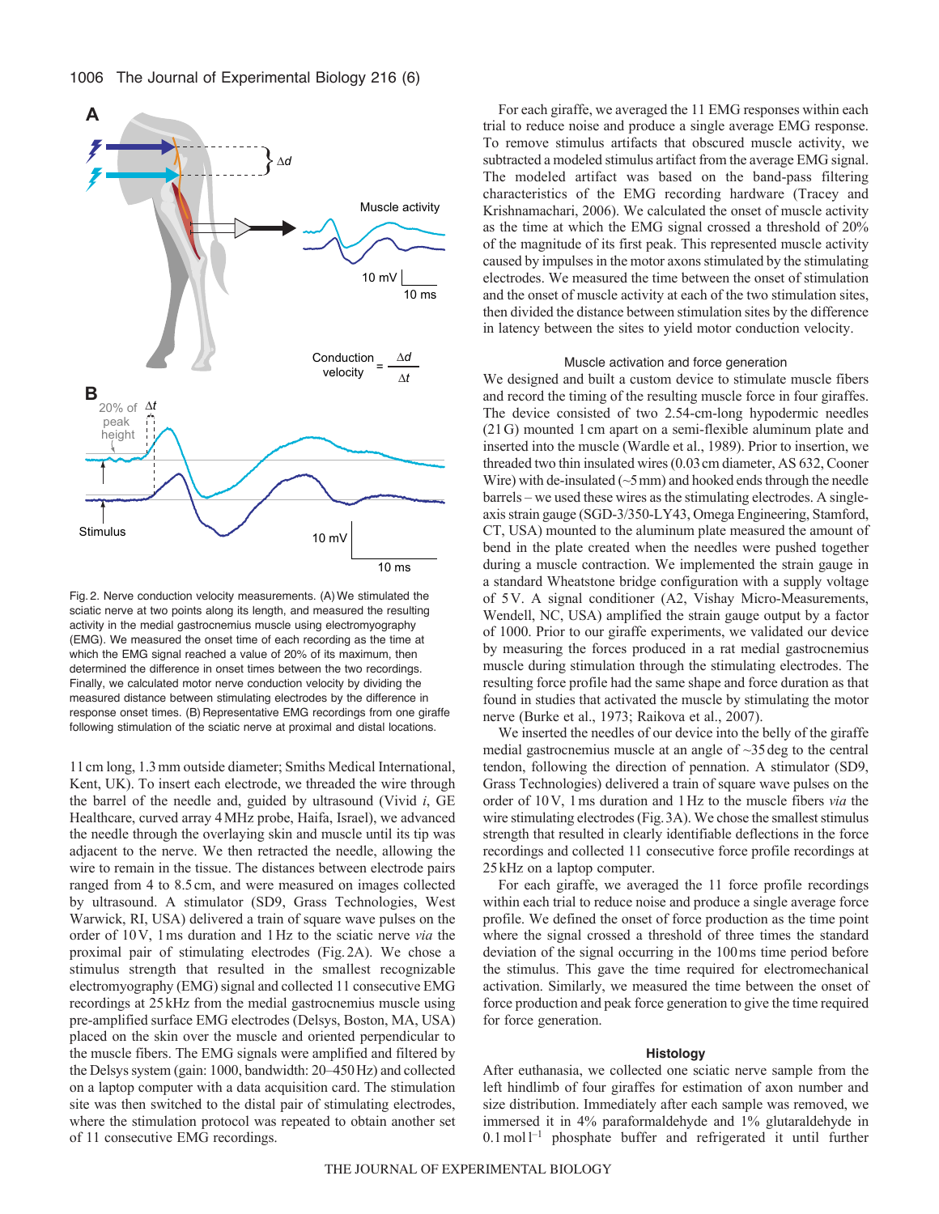Fig. 2. Nerve conduction velocity measurements. (A) We stimulated the sciatic nerve at two points along its length, and measured the resulting activity in the medial gastrocnemius muscle using electromyography (EMG). We measured the onset time of each recording as the time at which the EMG signal reached a value of 20% of its maximum, then determined the difference in onset times between the two recordings. Finally, we calculated motor nerve conduction velocity by dividing the measured distance between stimulating electrodes by the difference in response onset times. (B) Representative EMG recordings from one giraffe following stimulation of the sciatic nerve at proximal and distal locations.

11 cm long, 1.3 mm outside diameter; Smiths Medical International, Kent, UK). To insert each electrode, we threaded the wire through the barrel of the needle and, guided by ultrasound (Vivid *i*, GE Healthcare, curved array 4 MHz probe, Haifa, Israel), we advanced the needle through the overlaying skin and muscle until its tip was adjacent to the nerve. We then retracted the needle, allowing the wire to remain in the tissue. The distances between electrode pairs ranged from 4 to 8.5 cm, and were measured on images collected by ultrasound. A stimulator (SD9, Grass Technologies, West Warwick, RI, USA) delivered a train of square wave pulses on the order of 10 V, 1 ms duration and 1 Hz to the sciatic nerve *via* the proximal pair of stimulating electrodes (Fig. 2A). We chose a stimulus strength that resulted in the smallest recognizable electromyography (EMG) signal and collected 11 consecutive EMG recordings at 25 kHz from the medial gastrocnemius muscle using pre-amplified surface EMG electrodes (Delsys, Boston, MA, USA) placed on the skin over the muscle and oriented perpendicular to the muscle fibers. The EMG signals were amplified and filtered by the Delsys system (gain: 1000, bandwidth: 20–450 Hz) and collected on a laptop computer with a data acquisition card. The stimulation site was then switched to the distal pair of stimulating electrodes, where the stimulation protocol was repeated to obtain another set of 11 consecutive EMG recordings.

For each giraffe, we averaged the 11 EMG responses within each trial to reduce noise and produce a single average EMG response. To remove stimulus artifacts that obscured muscle activity, we subtracted a modeled stimulus artifact from the average EMG signal. The modeled artifact was based on the band-pass filtering characteristics of the EMG recording hardware (Tracey and Krishnamachari, 2006). We calculated the onset of muscle activity as the time at which the EMG signal crossed a threshold of 20% of the magnitude of its first peak. This represented muscle activity caused by impulses in the motor axons stimulated by the stimulating electrodes. We measured the time between the onset of stimulation and the onset of muscle activity at each of the two stimulation sites, then divided the distance between stimulation sites by the difference in latency between the sites to yield motor conduction velocity.

### Muscle activation and force generation

We designed and built a custom device to stimulate muscle fibers and record the timing of the resulting muscle force in four giraffes. The device consisted of two 2.54-cm-long hypodermic needles (21 G) mounted 1 cm apart on a semi-flexible aluminum plate and inserted into the muscle (Wardle et al., 1989). Prior to insertion, we threaded two thin insulated wires (0.03 cm diameter, AS 632, Cooner Wire) with de-insulated (~5 mm) and hooked ends through the needle barrels – we used these wires as the stimulating electrodes. A single-axis strain gauge (SGD-3/350-LY43, Omega Engineering, Stamford, CT, USA) mounted to the aluminum plate measured the amount of bend in the plate created when the needles were pushed together during a muscle contraction. We implemented the strain gauge in a standard Wheatstone bridge configuration with a supply voltage of 5 V. A signal conditioner (A2, Vishay Micro-Measurements, Wendell, NC, USA) amplified the strain gauge output by a factor of 1000. Prior to our giraffe experiments, we validated our device by measuring the forces produced in a rat medial gastrocnemius muscle during stimulation through the stimulating electrodes. The resulting force profile had the same shape and force duration as that found in studies that activated the muscle by stimulating the motor nerve (Burke et al., 1973; Raikova et al., 2007).

We inserted the needles of our device into the belly of the giraffe medial gastrocnemius muscle at an angle of ~35 deg to the central tendon, following the direction of pennation. A stimulator (SD9, Grass Technologies) delivered a train of square wave pulses on the order of 10 V, 1 ms duration and 1 Hz to the muscle fibers *via* the wire stimulating electrodes (Fig. 3A). We chose the smallest stimulus strength that resulted in clearly identifiable deflections in the force recordings and collected 11 consecutive force profile recordings at 25 kHz on a laptop computer.

For each giraffe, we averaged the 11 force profile recordings within each trial to reduce noise and produce a single average force profile. We defined the onset of force production as the time point where the signal crossed a threshold of three times the standard deviation of the signal occurring in the 100 ms time period before the stimulus. This gave the time required for electromechanical activation. Similarly, we measured the time between the onset of force production and peak force generation to give the time required for force generation.

### Histology

After euthanasia, we collected one sciatic nerve sample from the left hindlimb of four giraffes for estimation of axon number and size distribution. Immediately after each sample was removed, we immersed it in 4% paraformaldehyde and 1% glutaraldehyde in 0.1 mol l$^{-1}$ phosphate buffer and refrigerated it until further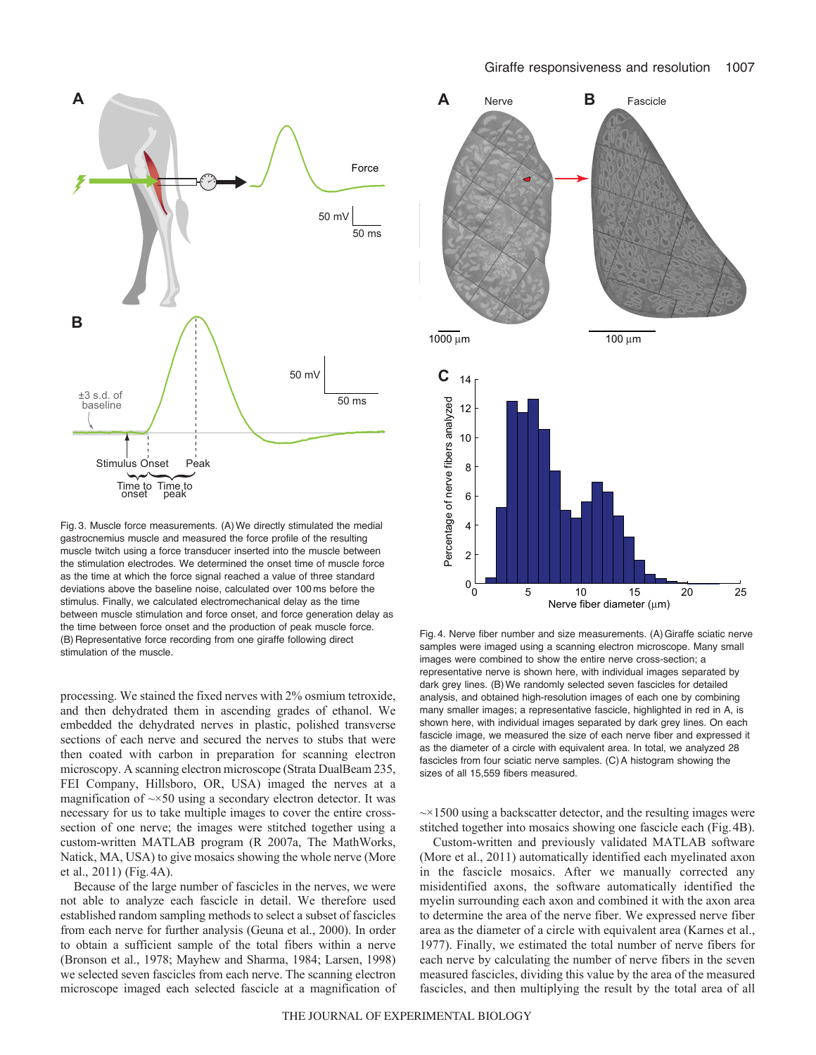Fig. 3. Muscle force measurements. (A) We directly stimulated the medial gastrocnemius muscle and measured the force profile of the resulting muscle twitch using a force transducer inserted into the muscle between the stimulation electrodes. We determined the onset time of muscle force as the time at which the force signal reached a value of three standard deviations above the baseline noise, calculated over 100 ms before the stimulus. Finally, we calculated electromechanical delay as the time between muscle stimulation and force onset, and force generation delay as the time between force onset and the production of peak muscle force. (B) Representative force recording from one giraffe following direct stimulation of the muscle.

processing. We stained the fixed nerves with 2% osmium tetroxide, and then dehydrated them in ascending grades of ethanol. We embedded the dehydrated nerves in plastic, polished transverse sections of each nerve and secured the nerves to stubs that were then coated with carbon in preparation for scanning electron microscopy. A scanning electron microscope (Strata DualBeam 235, FEI Company, Hillsboro, OR, USA) imaged the nerves at a magnification of ~×50 using a secondary electron detector. It was necessary for us to take multiple images to cover the entire cross-section of one nerve; the images were stitched together using a custom-written MATLAB program (R 2007a, The MathWorks, Natick, MA, USA) to give mosaics showing the whole nerve (More et al., 2011) (Fig. 4A).

Because of the large number of fascicles in the nerves, we were not able to analyze each fascicle in detail. We therefore used established random sampling methods to select a subset of fascicles from each nerve for further analysis (Geuna et al., 2000). In order to obtain a sufficient sample of the total fibers within a nerve (Bronson et al., 1978; Mayhew and Sharma, 1984; Larsen, 1998) we selected seven fascicles from each nerve. The scanning electron microscope imaged each selected fascicle at a magnification of ~×1500 using a backscatter detector, and the resulting images were stitched together into mosaics showing one fascicle each (Fig. 4B).

Fig. 4. Nerve fiber number and size measurements. (A) Giraffe sciatic nerve samples were imaged using a scanning electron microscope. Many small images were combined to show the entire nerve cross-section; a representative nerve is shown here, with individual images separated by dark grey lines. (B) We randomly selected seven fascicles for detailed analysis, and obtained high-resolution images of each one by combining many smaller images; a representative fascicle, highlighted in red in A, is shown here, with individual images separated by dark grey lines. On each fascicle image, we measured the size of each nerve fiber and expressed it as the diameter of a circle with equivalent area. In total, we analyzed 28 fascicles from four sciatic nerve samples. (C) A histogram showing the sizes of all 15,559 fibers measured.

Custom-written and previously validated MATLAB software (More et al., 2011) automatically identified each myelinated axon in the fascicle mosaics. After we manually corrected any misidentified axons, the software automatically identified the myelin surrounding each axon and combined it with the axon area to determine the area of the nerve fiber. We expressed nerve fiber area as the diameter of a circle with equivalent area (Karnes et al., 1977). Finally, we estimated the total number of nerve fibers for each nerve by calculating the number of nerve fibers in the seven measured fascicles, dividing this value by the area of the measured fascicles, and then multiplying the result by the total area of all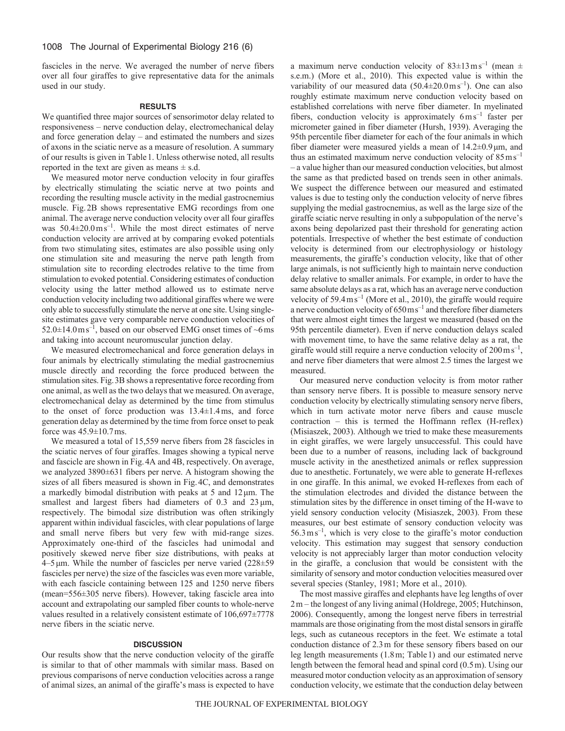fascicles in the nerve. We averaged the number of nerve fibers over all four giraffes to give representative data for the animals used in our study.

## RESULTS

We quantified three major sources of sensorimotor delay related to responsiveness – nerve conduction delay, electromechanical delay and force generation delay – and estimated the numbers and sizes of axons in the sciatic nerve as a measure of resolution. A summary of our results is given in Table 1. Unless otherwise noted, all results reported in the text are given as means ± s.d.

We measured motor nerve conduction velocity in four giraffes by electrically stimulating the sciatic nerve at two points and recording the resulting muscle activity in the medial gastrocnemius muscle. Fig. 2B shows representative EMG recordings from one animal. The average nerve conduction velocity over all four giraffes was $50.4\pm20.0\,\mathrm{m\,s^{-1}}$. While the most direct estimates of nerve conduction velocity are arrived at by comparing evoked potentials from two stimulating sites, estimates are also possible using only one stimulation site and measuring the nerve path length from stimulation site to recording electrodes relative to the time from stimulation to evoked potential. Considering estimates of conduction velocity using the latter method allowed us to estimate nerve conduction velocity including two additional giraffes where we were only able to successfully stimulate the nerve at one site. Using single-site estimates gave very comparable nerve conduction velocities of $52.0\pm14.0\,\mathrm{m\,s^{-1}}$, based on our observed EMG onset times of ~6 ms and taking into account neuromuscular junction delay.

We measured electromechanical and force generation delays in four animals by electrically stimulating the medial gastrocnemius muscle directly and recording the force produced between the stimulation sites. Fig. 3B shows a representative force recording from one animal, as well as the two delays that we measured. On average, electromechanical delay as determined by the time from stimulus to the onset of force production was 13.4±1.4 ms, and force generation delay as determined by the time from force onset to peak force was 45.9±10.7 ms.

We measured a total of 15,559 nerve fibers from 28 fascicles in the sciatic nerves of four giraffes. Images showing a typical nerve and fascicle are shown in Fig. 4A and 4B, respectively. On average, we analyzed 3890±631 fibers per nerve. A histogram showing the sizes of all fibers measured is shown in Fig. 4C, and demonstrates a markedly bimodal distribution with peaks at 5 and 12 μm. The smallest and largest fibers had diameters of 0.3 and 23 μm, respectively. The bimodal size distribution was often strikingly apparent within individual fascicles, with clear populations of large and small nerve fibers but very few with mid-range sizes. Approximately one-third of the fascicles had unimodal and positively skewed nerve fiber size distributions, with peaks at 4–5 μm. While the number of fascicles per nerve varied (228±59 fascicles per nerve) the size of the fascicles was even more variable, with each fascicle containing between 125 and 1250 nerve fibers (mean=556±305 nerve fibers). However, taking fascicle area into account and extrapolating our sampled fiber counts to whole-nerve values resulted in a relatively consistent estimate of 106,697±7778 nerve fibers in the sciatic nerve.

## DISCUSSION

Our results show that the nerve conduction velocity of the giraffe is similar to that of other mammals with similar mass. Based on previous comparisons of nerve conduction velocities across a range of animal sizes, an animal of the giraffe's mass is expected to have a maximum nerve conduction velocity of $83\pm13\,\mathrm{m\,s^{-1}}$ (mean ± s.e.m.) (More et al., 2010). This expected value is within the variability of our measured data ($50.4\pm20.0\,\mathrm{m\,s^{-1}}$). One can also roughly estimate maximum nerve conduction velocity based on established correlations with nerve fiber diameter. In myelinated fibers, conduction velocity is approximately $6\,\mathrm{m\,s^{-1}}$ faster per micrometer gained in fiber diameter (Hursh, 1939). Averaging the 95th percentile fiber diameter for each of the four animals in which fiber diameter were measured yields a mean of 14.2±0.9 μm, and thus an estimated maximum nerve conduction velocity of $85\,\mathrm{m\,s^{-1}}$ – a value higher than our measured conduction velocities, but almost the same as that predicted based on trends seen in other animals. We suspect the difference between our measured and estimated values is due to testing only the conduction velocity of nerve fibres supplying the medial gastrocnemius, as well as the large size of the giraffe sciatic nerve resulting in only a subpopulation of the nerve's axons being depolarized past their threshold for generating action potentials. Irrespective of whether the best estimate of conduction velocity is determined from our electrophysiology or histology measurements, the giraffe's conduction velocity, like that of other large animals, is not sufficiently high to maintain nerve conduction delay relative to smaller animals. For example, in order to have the same absolute delays as a rat, which has an average nerve conduction velocity of $59.4\,\mathrm{m\,s^{-1}}$ (More et al., 2010), the giraffe would require a nerve conduction velocity of $650\,\mathrm{m\,s^{-1}}$ and therefore fiber diameters that were almost eight times the largest we measured (based on the 95th percentile diameter). Even if nerve conduction delays scaled with movement time, to have the same relative delay as a rat, the giraffe would still require a nerve conduction velocity of $200\,\mathrm{m\,s^{-1}}$, and nerve fiber diameters that were almost 2.5 times the largest we measured.

Our measured nerve conduction velocity is from motor rather than sensory nerve fibers. It is possible to measure sensory nerve conduction velocity by electrically stimulating sensory nerve fibers, which in turn activate motor nerve fibers and cause muscle contraction – this is termed the Hoffmann reflex (H-reflex) (Misiaszek, 2003). Although we tried to make these measurements in eight giraffes, we were largely unsuccessful. This could have been due to a number of reasons, including lack of background muscle activity in the anesthetized animals or reflex suppression due to anesthetic. Fortunately, we were able to generate H-reflexes in one giraffe. In this animal, we evoked H-reflexes from each of the stimulation electrodes and divided the distance between the stimulation sites by the difference in onset timing of the H-wave to yield sensory conduction velocity (Misiaszek, 2003). From these measures, our best estimate of sensory conduction velocity was $56.3\,\mathrm{m\,s^{-1}}$, which is very close to the giraffe's motor conduction velocity. This estimation may suggest that sensory conduction velocity is not appreciably larger than motor conduction velocity in the giraffe, a conclusion that would be consistent with the similarity of sensory and motor conduction velocities measured over several species (Stanley, 1981; More et al., 2010).

The most massive giraffes and elephants have leg lengths of over 2 m – the longest of any living animal (Holdrege, 2005; Hutchinson, 2006). Consequently, among the longest nerve fibers in terrestrial mammals are those originating from the most distal sensors in giraffe legs, such as cutaneous receptors in the feet. We estimate a total conduction distance of 2.3 m for these sensory fibers based on our leg length measurements (1.8 m; Table 1) and our estimated nerve length between the femoral head and spinal cord (0.5 m). Using our measured motor conduction velocity as an approximation of sensory conduction velocity, we estimate that the conduction delay between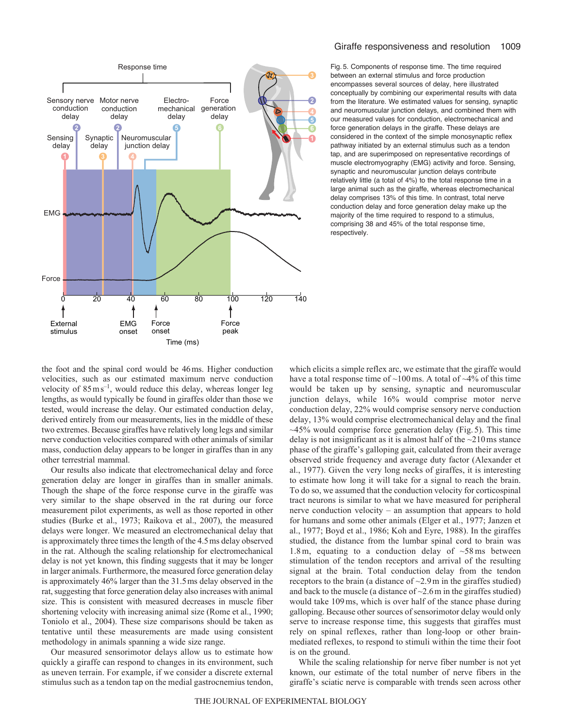Fig. 5. Components of response time. The time required between an external stimulus and force production encompasses several sources of delay, here illustrated conceptually by combining our experimental results with data from the literature. We estimated values for sensing, synaptic and neuromuscular junction delays, and combined them with our measured values for conduction, electromechanical and force generation delays in the giraffe. These delays are considered in the context of the simple monosynaptic reflex pathway initiated by an external stimulus such as a tendon tap, and are superimposed on representative recordings of muscle electromyography (EMG) activity and force. Sensing, synaptic and neuromuscular junction delays contribute relatively little (a total of 4%) to the total response time in a large animal such as the giraffe, whereas electromechanical delay comprises 13% of this time. In contrast, total nerve conduction delay and force generation delay make up the majority of the time required to respond to a stimulus, comprising 38 and 45% of the total response time, respectively.

the foot and the spinal cord would be 46 ms. Higher conduction velocities, such as our estimated maximum nerve conduction velocity of $85\,\mathrm{m\,s^{-1}}$, would reduce this delay, whereas longer leg lengths, as would typically be found in giraffes older than those we tested, would increase the delay. Our estimated conduction delay, derived entirely from our measurements, lies in the middle of these two extremes. Because giraffes have relatively long legs and similar nerve conduction velocities compared with other animals of similar mass, conduction delay appears to be longer in giraffes than in any other terrestrial mammal.

Our results also indicate that electromechanical delay and force generation delay are longer in giraffes than in smaller animals. Though the shape of the force response curve in the giraffe was very similar to the shape observed in the rat during our force measurement pilot experiments, as well as those reported in other studies (Burke et al., 1973; Raikova et al., 2007), the measured delays were longer. We measured an electromechanical delay that is approximately three times the length of the 4.5 ms delay observed in the rat. Although the scaling relationship for electromechanical delay is not yet known, this finding suggests that it may be longer in larger animals. Furthermore, the measured force generation delay is approximately 46% larger than the 31.5 ms delay observed in the rat, suggesting that force generation delay also increases with animal size. This is consistent with measured decreases in muscle fiber shortening velocity with increasing animal size (Rome et al., 1990; Toniolo et al., 2004). These size comparisons should be taken as tentative until these measurements are made using consistent methodology in animals spanning a wide size range.

Our measured sensorimotor delays allow us to estimate how quickly a giraffe can respond to changes in its environment, such as uneven terrain. For example, if we consider a discrete external stimulus such as a tendon tap on the medial gastrocnemius tendon, which elicits a simple reflex arc, we estimate that the giraffe would have a total response time of ~100 ms. A total of ~4% of this time would be taken up by sensing, synaptic and neuromuscular junction delays, while 16% would comprise motor nerve conduction delay, 22% would comprise sensory nerve conduction delay, 13% would comprise electromechanical delay and the final ~45% would comprise force generation delay (Fig. 5). This time delay is not insignificant as it is almost half of the ~210 ms stance phase of the giraffe's galloping gait, calculated from their average observed stride frequency and average duty factor (Alexander et al., 1977). Given the very long necks of giraffes, it is interesting to estimate how long it will take for a signal to reach the brain. To do so, we assumed that the conduction velocity for corticospinal tract neurons is similar to what we have measured for peripheral nerve conduction velocity – an assumption that appears to hold for humans and some other animals (Elger et al., 1977; Janzen et al., 1977; Boyd et al., 1986; Koh and Eyre, 1988). In the giraffes studied, the distance from the lumbar spinal cord to brain was 1.8 m, equating to a conduction delay of ~58 ms between stimulation of the tendon receptors and arrival of the resulting signal at the brain. Total conduction delay from the tendon receptors to the brain (a distance of ~2.9 m in the giraffes studied) and back to the muscle (a distance of ~2.6 m in the giraffes studied) would take 109 ms, which is over half of the stance phase during galloping. Because other sources of sensorimotor delay would only serve to increase response time, this suggests that giraffes must rely on spinal reflexes, rather than long-loop or other brain-mediated reflexes, to respond to stimuli within the time their foot is on the ground.

While the scaling relationship for nerve fiber number is not yet known, our estimate of the total number of nerve fibers in the giraffe's sciatic nerve is comparable with trends seen across other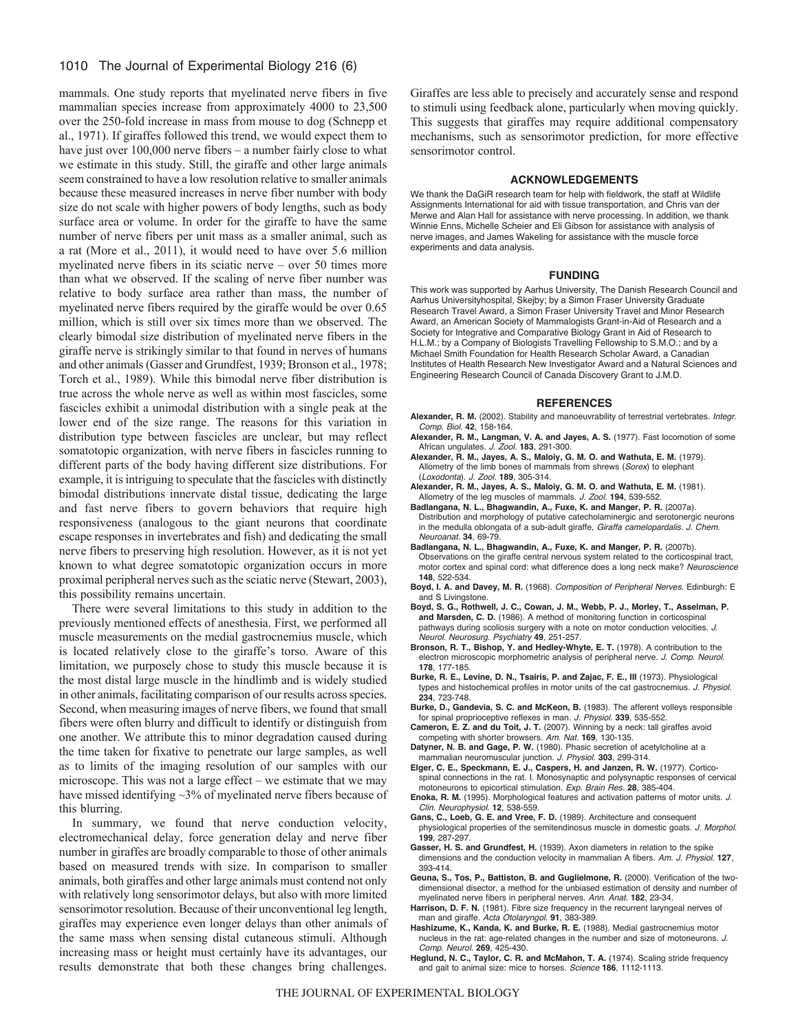mammals. One study reports that myelinated nerve fibers in five mammalian species increase from approximately 4000 to 23,500 over the 250-fold increase in mass from mouse to dog (Schnepp et al., 1971). If giraffes followed this trend, we would expect them to have just over 100,000 nerve fibers – a number fairly close to what we estimate in this study. Still, the giraffe and other large animals seem constrained to have a low resolution relative to smaller animals because these measured increases in nerve fiber number with body size do not scale with higher powers of body lengths, such as body surface area or volume. In order for the giraffe to have the same number of nerve fibers per unit mass as a smaller animal, such as a rat (More et al., 2011), it would need to have over 5.6 million myelinated nerve fibers in its sciatic nerve – over 50 times more than what we observed. If the scaling of nerve fiber number was relative to body surface area rather than mass, the number of myelinated nerve fibers required by the giraffe would be over 0.65 million, which is still over six times more than we observed. The clearly bimodal size distribution of myelinated nerve fibers in the giraffe nerve is strikingly similar to that found in nerves of humans and other animals (Gasser and Grundfest, 1939; Bronson et al., 1978; Torch et al., 1989). While this bimodal nerve fiber distribution is true across the whole nerve as well as within most fascicles, some fascicles exhibit a unimodal distribution with a single peak at the lower end of the size range. The reasons for this variation in distribution type between fascicles are unclear, but may reflect somatotopic organization, with nerve fibers in fascicles running to different parts of the body having different size distributions. For example, it is intriguing to speculate that the fascicles with distinctly bimodal distributions innervate distal tissue, dedicating the large and fast nerve fibers to govern behaviors that require high responsiveness (analogous to the giant neurons that coordinate escape responses in invertebrates and fish) and dedicating the small nerve fibers to preserving high resolution. However, as it is not yet known to what degree somatotopic organization occurs in more proximal peripheral nerves such as the sciatic nerve (Stewart, 2003), this possibility remains uncertain.

There were several limitations to this study in addition to the previously mentioned effects of anesthesia. First, we performed all muscle measurements on the medial gastrocnemius muscle, which is located relatively close to the giraffe's torso. Aware of this limitation, we purposely chose to study this muscle because it is the most distal large muscle in the hindlimb and is widely studied in other animals, facilitating comparison of our results across species. Second, when measuring images of nerve fibers, we found that small fibers were often blurry and difficult to identify or distinguish from one another. We attribute this to minor degradation caused during the time taken for fixative to penetrate our large samples, as well as to limits of the imaging resolution of our samples with our microscope. This was not a large effect – we estimate that we may have missed identifying ~3% of myelinated nerve fibers because of this blurring.

In summary, we found that nerve conduction velocity, electromechanical delay, force generation delay and nerve fiber number in giraffes are broadly comparable to those of other animals based on measured trends with size. In comparison to smaller animals, both giraffes and other large animals must contend not only with relatively long sensorimotor delays, but also with more limited sensorimotor resolution. Because of their unconventional leg length, giraffes may experience even longer delays than other animals of the same mass when sensing distal cutaneous stimuli. Although increasing mass or height must certainly have its advantages, our results demonstrate that both these changes bring challenges. Giraffes are less able to precisely and accurately sense and respond to stimuli using feedback alone, particularly when moving quickly. This suggests that giraffes may require additional compensatory mechanisms, such as sensorimotor prediction, for more effective sensorimotor control.

## ACKNOWLEDGEMENTS

We thank the DaGiR research team for help with fieldwork, the staff at Wildlife Assignments International for aid with tissue transportation, and Chris van der Merwe and Alan Hall for assistance with nerve processing. In addition, we thank Winnie Enns, Michelle Scheier and Eli Gibson for assistance with analysis of nerve images, and James Wakeling for assistance with the muscle force experiments and data analysis.

## FUNDING

This work was supported by Aarhus University, The Danish Research Council and Aarhus Universityhospital, Skejby; by a Simon Fraser University Graduate Research Travel Award, a Simon Fraser University Travel and Minor Research Award, an American Society of Mammalogists Grant-in-Aid of Research and a Society for Integrative and Comparative Biology Grant in Aid of Research to H.L.M.; by a Company of Biologists Travelling Fellowship to S.M.O.; and by a Michael Smith Foundation for Health Research Scholar Award, a Canadian Institutes of Health Research New Investigator Award and a Natural Sciences and Engineering Research Council of Canada Discovery Grant to J.M.D.

## REFERENCES

**Alexander, R. M.** (2002). Stability and manoeuvrability of terrestrial vertebrates. *Integr. Comp. Biol.* **42**, 158-164.

**Alexander, R. M., Langman, V. A. and Jayes, A. S.** (1977). Fast locomotion of some African ungulates. *J. Zool.* **183**, 291-300.

**Alexander, R. M., Jayes, A. S., Maloiy, G. M. O. and Wathuta, E. M.** (1979). Allometry of the limb bones of mammals from shrews (*Sorex*) to elephant (*Loxodonta*). *J. Zool.* **189**, 305-314.

**Alexander, R. M., Jayes, A. S., Maloiy, G. M. O. and Wathuta, E. M.** (1981). Allometry of the leg muscles of mammals. *J. Zool.* **194**, 539-552.

**Badlangana, N. L., Bhagwandin, A., Fuxe, K. and Manger, P. R.** (2007a). Distribution and morphology of putative catecholaminergic and serotonergic neurons in the medulla oblongata of a sub-adult giraffe, *Giraffa camelopardalis*. *J. Chem. Neuroanat.* **34**, 69-79.

**Badlangana, N. L., Bhagwandin, A., Fuxe, K. and Manger, P. R.** (2007b). Observations on the giraffe central nervous system related to the corticospinal tract, motor cortex and spinal cord: what difference does a long neck make? *Neuroscience* **148**, 522-534.

**Boyd, I. A. and Davey, M. R.** (1968). *Composition of Peripheral Nerves*. Edinburgh: E and S Livingstone.

**Boyd, S. G., Rothwell, J. C., Cowan, J. M., Webb, P. J., Morley, T., Asselman, P. and Marsden, C. D.** (1986). A method of monitoring function in corticospinal pathways during scoliosis surgery with a note on motor conduction velocities. *J. Neurol. Neurosurg. Psychiatry* **49**, 251-257.

**Bronson, R. T., Bishop, Y. and Hedley-Whyte, E. T.** (1978). A contribution to the electron microscopic morphometric analysis of peripheral nerve. *J. Comp. Neurol.* **178**, 177-185.

**Burke, R. E., Levine, D. N., Tsairis, P. and Zajac, F. E., III** (1973). Physiological types and histochemical profiles in motor units of the cat gastrocnemius. *J. Physiol.* **234**, 723-748.

**Burke, D., Gandevia, S. C. and McKeon, B.** (1983). The afferent volleys responsible for spinal proprioceptive reflexes in man. *J. Physiol.* **339**, 535-552.

**Cameron, E. Z. and du Toit, J. T.** (2007). Winning by a neck: tall giraffes avoid competing with shorter browsers. *Am. Nat.* **169**, 130-135.

**Datyner, N. B. and Gage, P. W.** (1980). Phasic secretion of acetylcholine at a mammalian neuromuscular junction. *J. Physiol.* **303**, 299-314.

**Elger, C. E., Speckmann, E. J., Caspers, H. and Janzen, R. W.** (1977). Cortico-spinal connections in the rat. I. Monosynaptic and polysynaptic responses of cervical motoneurons to epicortical stimulation. *Exp. Brain Res.* **28**, 385-404.

**Enoka, R. M.** (1995). Morphological features and activation patterns of motor units. *J. Clin. Neurophysiol.* **12**, 538-559.

**Gans, C., Loeb, G. E. and Vree, F. D.** (1989). Architecture and consequent physiological properties of the semitendinosus muscle in domestic goats. *J. Morphol.* **199**, 287-297.

**Gasser, H. S. and Grundfest, H.** (1939). Axon diameters in relation to the spike dimensions and the conduction velocity in mammalian A fibers. *Am. J. Physiol.* **127**, 393-414.

**Geuna, S., Tos, P., Battiston, B. and Guglielmone, R.** (2000). Verification of the two-dimensional disector, a method for the unbiased estimation of density and number of myelinated nerve fibers in peripheral nerves. *Ann. Anat.* **182**, 23-34.

**Harrison, D. F. N.** (1981). Fibre size frequency in the recurrent laryngeal nerves of man and giraffe. *Acta Otolaryngol.* **91**, 383-389.

**Hashizume, K., Kanda, K. and Burke, R. E.** (1988). Medial gastrocnemius motor nucleus in the rat: age-related changes in the number and size of motoneurons. *J. Comp. Neurol.* **269**, 425-430.

**Heglund, N. C., Taylor, C. R. and McMahon, T. A.** (1974). Scaling stride frequency and gait to animal size: mice to horses. *Science* **186**, 1112-1113.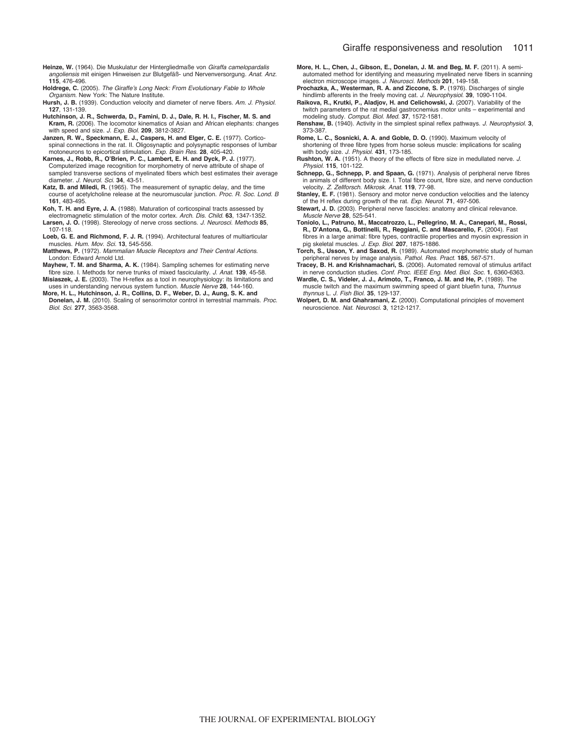**Heinze, W.** (1964). Die Muskulatur der Hintergliedmaße von *Giraffa camelopardalis angoliensis* mit einigen Hinweisen zur Blutgefäß- und Nervenversorgung. *Anat. Anz.* **115**, 476-496.

**Holdrege, C.** (2005). *The Giraffe's Long Neck: From Evolutionary Fable to Whole Organism.* New York: The Nature Institute.

**Hursh, J. B.** (1939). Conduction velocity and diameter of nerve fibers. *Am. J. Physiol.* **127**, 131-139.

**Hutchinson, J. R., Schwerda, D., Famini, D. J., Dale, R. H. I., Fischer, M. S. and Kram, R.** (2006). The locomotor kinematics of Asian and African elephants: changes with speed and size. *J. Exp. Biol.* **209**, 3812-3827.

**Janzen, R. W., Speckmann, E. J., Caspers, H. and Elger, C. E.** (1977). Corticospinal connections in the rat. II. Oligosynaptic and polysynaptic responses of lumbar motoneurons to epicortical stimulation. *Exp. Brain Res.* **28**, 405-420.

**Karnes, J., Robb, R., O'Brien, P. C., Lambert, E. H. and Dyck, P. J.** (1977). Computerized image recognition for morphometry of nerve attribute of shape of sampled transverse sections of myelinated fibers which best estimates their average diameter. *J. Neurol. Sci.* **34**, 43-51.

**Katz, B. and Miledi, R.** (1965). The measurement of synaptic delay, and the time course of acetylcholine release at the neuromuscular junction. *Proc. R. Soc. Lond. B* **161**, 483-495.

**Koh, T. H. and Eyre, J. A.** (1988). Maturation of corticospinal tracts assessed by electromagnetic stimulation of the motor cortex. *Arch. Dis. Child.* **63**, 1347-1352.

**Larsen, J. O.** (1998). Stereology of nerve cross sections. *J. Neurosci. Methods* **85**, 107-118.

**Loeb, G. E. and Richmond, F. J. R.** (1994). Architectural features of multiarticular muscles. *Hum. Mov. Sci.* **13**, 545-556.

**Matthews, P.** (1972). *Mammalian Muscle Receptors and Their Central Actions.* London: Edward Arnold Ltd.

**Mayhew, T. M. and Sharma, A. K.** (1984). Sampling schemes for estimating nerve fibre size. I. Methods for nerve trunks of mixed fascicularity. *J. Anat.* **139**, 45-58.

**Misiaszek, J. E.** (2003). The H-reflex as a tool in neurophysiology: its limitations and uses in understanding nervous system function. *Muscle Nerve* **28**, 144-160.

**More, H. L., Hutchinson, J. R., Collins, D. F., Weber, D. J., Aung, S. K. and Donelan, J. M.** (2010). Scaling of sensorimotor control in terrestrial mammals. *Proc. Biol. Sci.* **277**, 3563-3568.

**More, H. L., Chen, J., Gibson, E., Donelan, J. M. and Beg, M. F.** (2011). A semi-automated method for identifying and measuring myelinated nerve fibers in scanning electron microscope images. *J. Neurosci. Methods* **201**, 149-158.

**Prochazka, A., Westerman, R. A. and Ziccone, S. P.** (1976). Discharges of single hindlimb afferents in the freely moving cat. *J. Neurophysiol.* **39**, 1090-1104.

**Raikova, R., Krutki, P., Aladjov, H. and Celichowski, J.** (2007). Variability of the twitch parameters of the rat medial gastrocnemius motor units – experimental and modeling study. *Comput. Biol. Med.* **37**, 1572-1581.

**Renshaw, B.** (1940). Activity in the simplest spinal reflex pathways. *J. Neurophysiol.* **3**, 373-387.

**Rome, L. C., Sosnicki, A. A. and Goble, D. O.** (1990). Maximum velocity of shortening of three fibre types from horse soleus muscle: implications for scaling with body size. *J. Physiol.* **431**, 173-185.

**Rushton, W. A.** (1951). A theory of the effects of fibre size in medullated nerve. *J. Physiol.* **115**, 101-122.

**Schnepp, G., Schnepp, P. and Spaan, G.** (1971). Analysis of peripheral nerve fibres in animals of different body size. I. Total fibre count, fibre size, and nerve conduction velocity. *Z. Zellforsch. Mikrosk. Anat.* **119**, 77-98.

**Stanley, E. F.** (1981). Sensory and motor nerve conduction velocities and the latency of the H reflex during growth of the rat. *Exp. Neurol.* **71**, 497-506.

**Stewart, J. D.** (2003). Peripheral nerve fascicles: anatomy and clinical relevance. *Muscle Nerve* **28**, 525-541.

**Toniolo, L., Patruno, M., Maccatrozzo, L., Pellegrino, M. A., Canepari, M., Rossi, R., D'Antona, G., Bottinelli, R., Reggiani, C. and Mascarello, F.** (2004). Fast fibres in a large animal: fibre types, contractile properties and myosin expression in pig skeletal muscles. *J. Exp. Biol.* **207**, 1875-1886.

**Torch, S., Usson, Y. and Saxod, R.** (1989). Automated morphometric study of human peripheral nerves by image analysis. *Pathol. Res. Pract.* **185**, 567-571.

**Tracey, B. H. and Krishnamachari, S.** (2006). Automated removal of stimulus artifact in nerve conduction studies. *Conf. Proc. IEEE Eng. Med. Biol. Soc.* **1**, 6360-6363.

**Wardle, C. S., Videler, J. J., Arimoto, T., Franco, J. M. and He, P.** (1989). The muscle twitch and the maximum swimming speed of giant bluefin tuna, *Thunnus thynnus* L. *J. Fish Biol.* **35**, 129-137.

**Wolpert, D. M. and Ghahramani, Z.** (2000). Computational principles of movement neuroscience. *Nat. Neurosci.* **3**, 1212-1217.